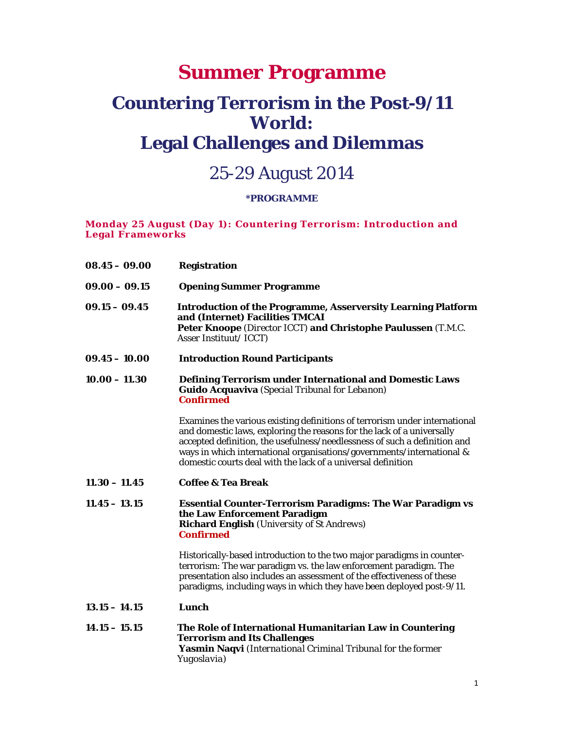# Summer Programme

## Countering Terrorism in the Post-9/11 World: Legal Challenges and Dilemmas

## 25-29 August 2014

**\*PROGRAMME**

### Monday 25 August (Day 1): Countering Terrorism: Introduction and Legal Frameworks

**08.45 – 09.00** **Registration**

**09.00 – 09.15** **Opening Summer Programme**

**09.15 – 09.45** **Introduction of the Programme, Asserversity Learning Platform and (Internet) Facilities TMCAI**
**Peter Knoope** (Director ICCT) **and Christophe Paulussen** (T.M.C. Asser Instituut/ ICCT)

**09.45 – 10.00** **Introduction Round Participants**

**10.00 – 11.30** **Defining Terrorism under International and Domestic Laws**
**Guido Acquaviva** *(Special Tribunal for Lebanon)*
**Confirmed**

Examines the various existing definitions of terrorism under international and domestic laws, exploring the reasons for the lack of a universally accepted definition, the usefulness/needlessness of such a definition and ways in which international organisations/governments/international & domestic courts deal with the lack of a universal definition

**11.30 – 11.45** **Coffee & Tea Break**

**11.45 – 13.15** **Essential Counter-Terrorism Paradigms: The War Paradigm vs the Law Enforcement Paradigm**
**Richard English** (University of St Andrews)
**Confirmed**

Historically-based introduction to the two major paradigms in counter-terrorism: The war paradigm vs. the law enforcement paradigm. The presentation also includes an assessment of the effectiveness of these paradigms, including ways in which they have been deployed post-9/11.

**13.15 – 14.15** **Lunch**

**14.15 – 15.15** **The Role of International Humanitarian Law in Countering Terrorism and Its Challenges**
**Yasmin Naqvi** *(International Criminal Tribunal for the former Yugoslavia)*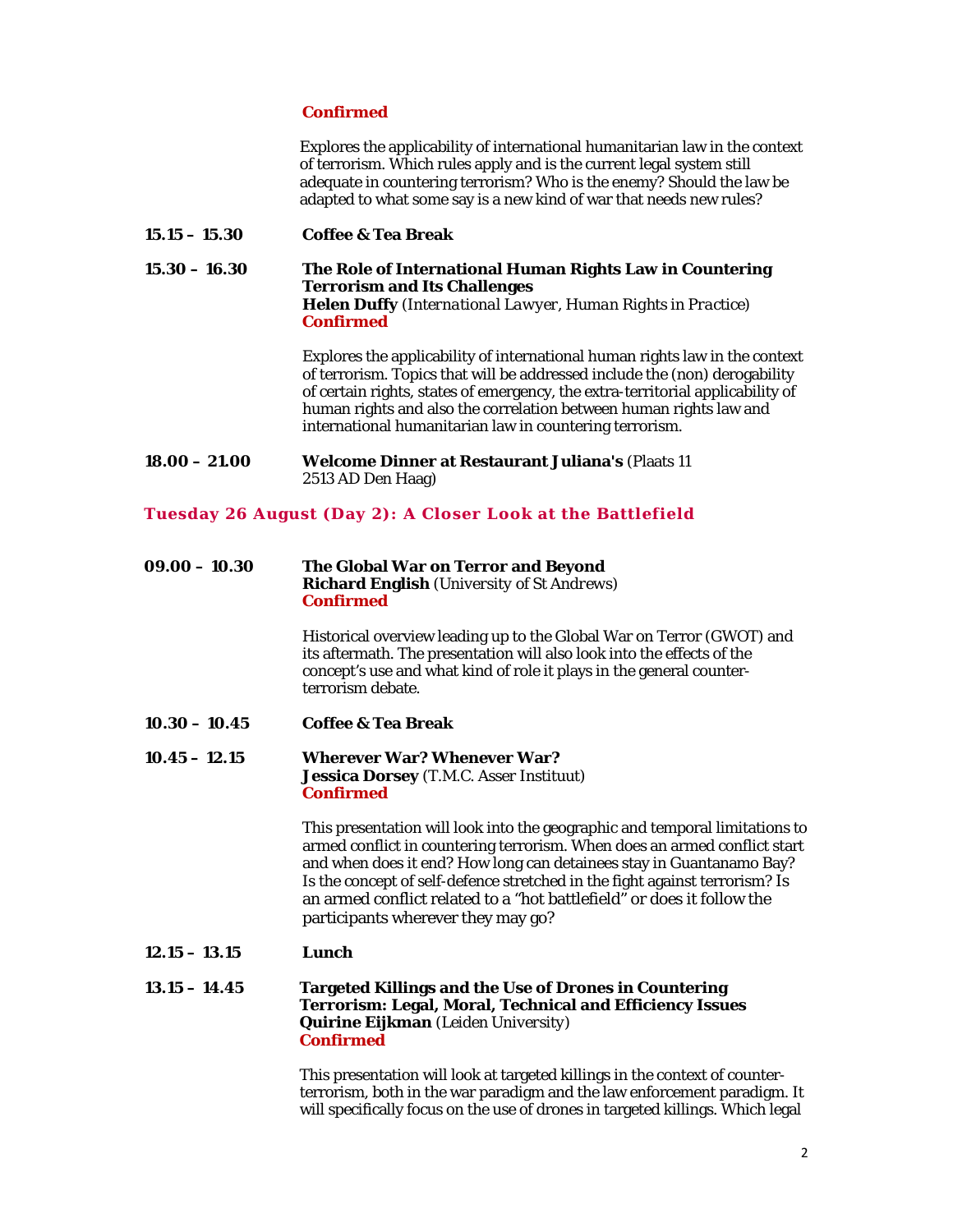**Confirmed**

Explores the applicability of international humanitarian law in the context of terrorism. Which rules apply and is the current legal system still adequate in countering terrorism? Who is the enemy? Should the law be adapted to what some say is a new kind of war that needs new rules?

**15.15 – 15.30** **Coffee & Tea Break**

**15.30 – 16.30** **The Role of International Human Rights Law in Countering Terrorism and Its Challenges**
**Helen Duffy** (*International Lawyer, Human Rights in Practice*)
**Confirmed**

Explores the applicability of international human rights law in the context of terrorism. Topics that will be addressed include the (non) derogability of certain rights, states of emergency, the extra-territorial applicability of human rights and also the correlation between human rights law and international humanitarian law in countering terrorism.

**18.00 – 21.00** **Welcome Dinner at Restaurant Juliana's** (Plaats 11 2513 AD Den Haag)

## Tuesday 26 August (Day 2): A Closer Look at the Battlefield

**09.00 – 10.30** **The Global War on Terror and Beyond**
**Richard English** (University of St Andrews)
**Confirmed**

Historical overview leading up to the Global War on Terror (GWOT) and its aftermath. The presentation will also look into the effects of the concept's use and what kind of role it plays in the general counter-terrorism debate.

**10.30 – 10.45** **Coffee & Tea Break**

**10.45 – 12.15** **Wherever War? Whenever War?**
**Jessica Dorsey** (T.M.C. Asser Instituut)
**Confirmed**

This presentation will look into the geographic and temporal limitations to armed conflict in countering terrorism. When does an armed conflict start and when does it end? How long can detainees stay in Guantanamo Bay? Is the concept of self-defence stretched in the fight against terrorism? Is an armed conflict related to a "hot battlefield" or does it follow the participants wherever they may go?

**12.15 – 13.15** **Lunch**

**13.15 – 14.45** **Targeted Killings and the Use of Drones in Countering Terrorism: Legal, Moral, Technical and Efficiency Issues**
**Quirine Eijkman** (Leiden University)
**Confirmed**

This presentation will look at targeted killings in the context of counter-terrorism, both in the war paradigm and the law enforcement paradigm. It will specifically focus on the use of drones in targeted killings. Which legal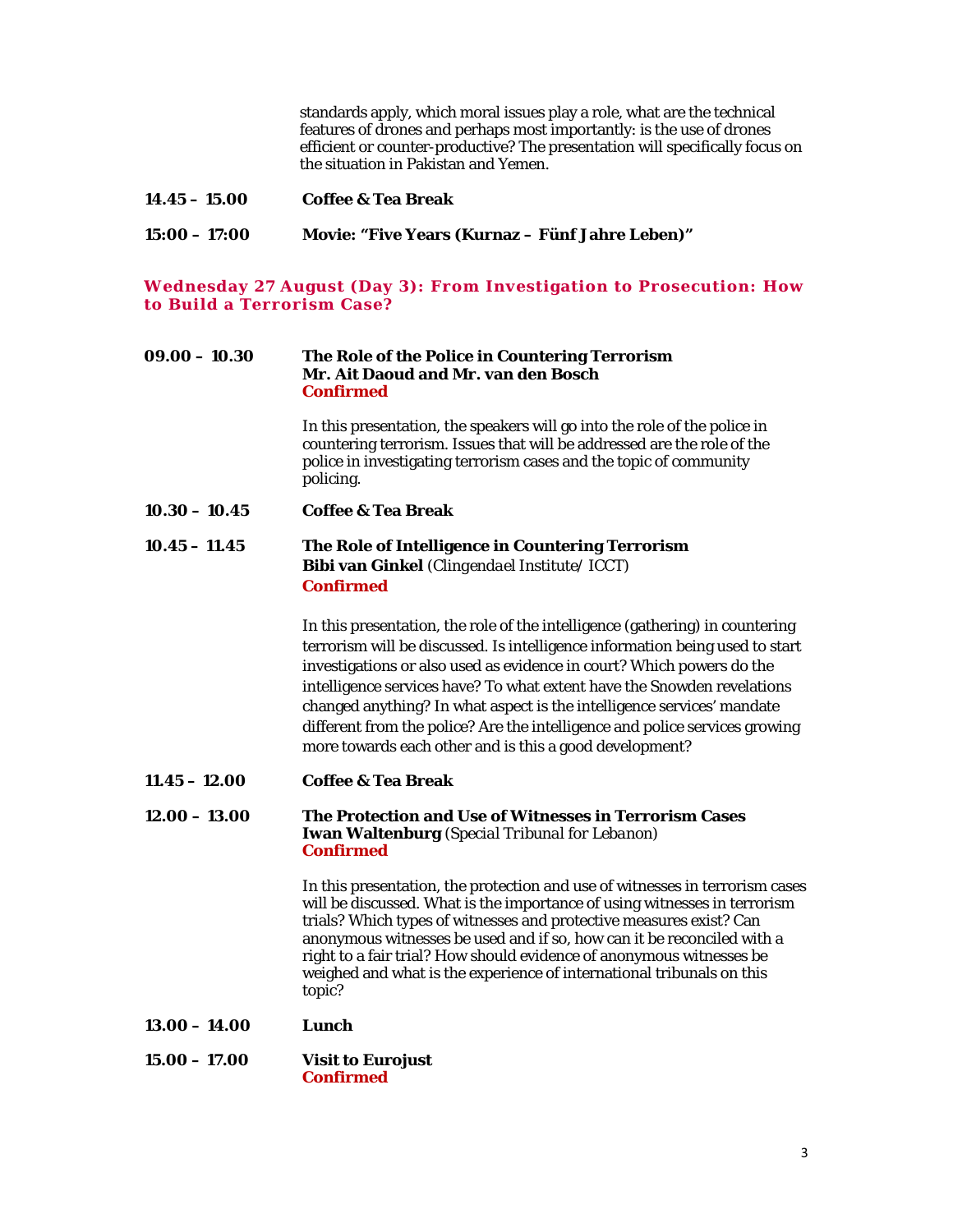standards apply, which moral issues play a role, what are the technical features of drones and perhaps most importantly: is the use of drones efficient or counter-productive? The presentation will specifically focus on the situation in Pakistan and Yemen.

**14.45 – 15.00** **Coffee & Tea Break**

**15:00 – 17:00** **Movie: "Five Years (Kurnaz – Fünf Jahre Leben)"**

## Wednesday 27 August (Day 3): From Investigation to Prosecution: How to Build a Terrorism Case?

**09.00 – 10.30** **The Role of the Police in Countering Terrorism**
**Mr. Ait Daoud and Mr. van den Bosch**
**Confirmed**

In this presentation, the speakers will go into the role of the police in countering terrorism. Issues that will be addressed are the role of the police in investigating terrorism cases and the topic of community policing.

**10.30 – 10.45** **Coffee & Tea Break**

**10.45 – 11.45** **The Role of Intelligence in Countering Terrorism**
**Bibi van Ginkel** *(Clingendael Institute/ ICCT)*
**Confirmed**

In this presentation, the role of the intelligence (gathering) in countering terrorism will be discussed. Is intelligence information being used to start investigations or also used as evidence in court? Which powers do the intelligence services have? To what extent have the Snowden revelations changed anything? In what aspect is the intelligence services' mandate different from the police? Are the intelligence and police services growing more towards each other and is this a good development?

**11.45 – 12.00** **Coffee & Tea Break**

**12.00 – 13.00** **The Protection and Use of Witnesses in Terrorism Cases**
**Iwan Waltenburg** *(Special Tribunal for Lebanon)*
**Confirmed**

In this presentation, the protection and use of witnesses in terrorism cases will be discussed. What is the importance of using witnesses in terrorism trials? Which types of witnesses and protective measures exist? Can anonymous witnesses be used and if so, how can it be reconciled with a right to a fair trial? How should evidence of anonymous witnesses be weighed and what is the experience of international tribunals on this topic?

**13.00 – 14.00** **Lunch**

**15.00 – 17.00** **Visit to Eurojust**
**Confirmed**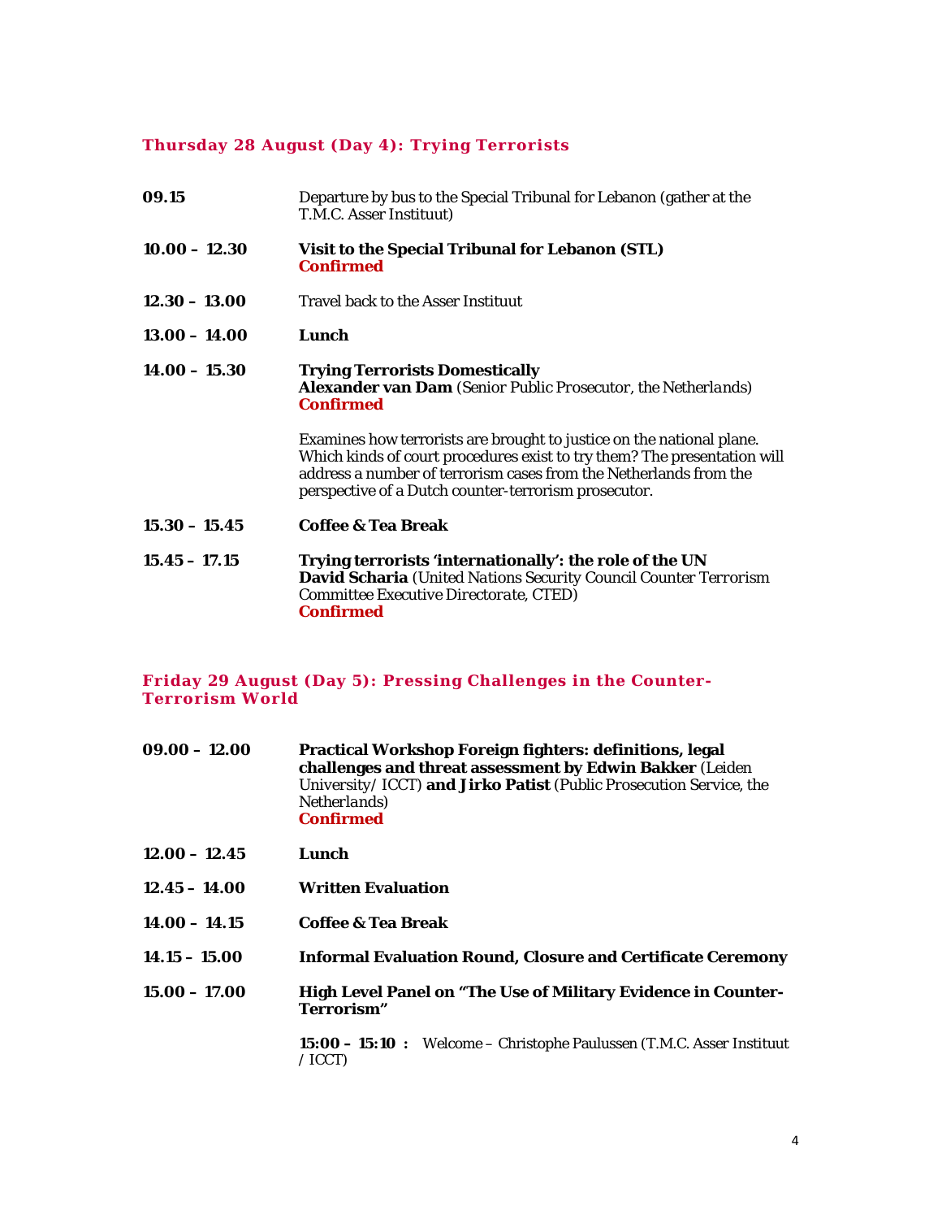### Thursday 28 August (Day 4): Trying Terrorists

**09.15** Departure by bus to the Special Tribunal for Lebanon (gather at the T.M.C. Asser Instituut)

**10.00 – 12.30** **Visit to the Special Tribunal for Lebanon (STL)**
**Confirmed**

**12.30 – 13.00** Travel back to the Asser Instituut

**13.00 – 14.00** **Lunch**

**14.00 – 15.30** **Trying Terrorists Domestically**
**Alexander van Dam** *(Senior Public Prosecutor, the Netherlands)*
**Confirmed**

Examines how terrorists are brought to justice on the national plane. Which kinds of court procedures exist to try them? The presentation will address a number of terrorism cases from the Netherlands from the perspective of a Dutch counter-terrorism prosecutor.

**15.30 – 15.45** **Coffee & Tea Break**

**15.45 – 17.15** **Trying terrorists 'internationally': the role of the UN**
**David Scharia** *(United Nations Security Council Counter Terrorism Committee Executive Directorate, CTED)*
**Confirmed**

### Friday 29 August (Day 5): Pressing Challenges in the Counter-Terrorism World

**09.00 – 12.00** **Practical Workshop Foreign fighters: definitions, legal challenges and threat assessment by Edwin Bakker** (Leiden University/ ICCT) **and Jirko Patist** *(Public Prosecution Service, the Netherlands)*
**Confirmed**

**12.00 – 12.45** **Lunch**

**12.45 – 14.00** **Written Evaluation**

**14.00 – 14.15** **Coffee & Tea Break**

**14.15 – 15.00** **Informal Evaluation Round, Closure and Certificate Ceremony**

**15.00 – 17.00** **High Level Panel on "The Use of Military Evidence in Counter-Terrorism"**

**15:00 – 15:10 :** Welcome – Christophe Paulussen (T.M.C. Asser Instituut / ICCT)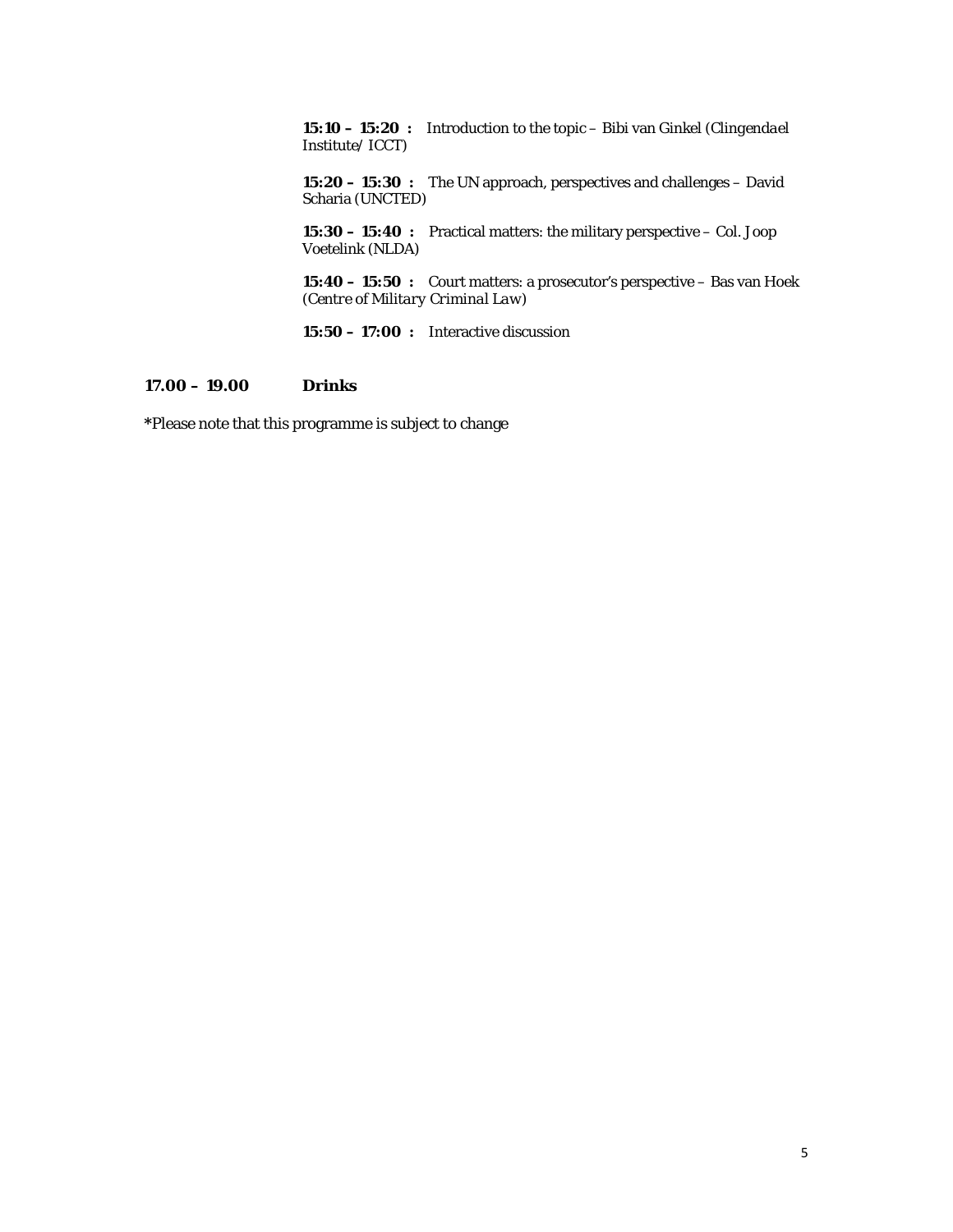**15:10 – 15:20 :** Introduction to the topic – Bibi van Ginkel (Clingendael Institute/ ICCT)

**15:20 – 15:30 :** The UN approach, perspectives and challenges – David Scharia (UNCTED)

**15:30 – 15:40 :** Practical matters: the military perspective – Col. Joop Voetelink (NLDA)

**15:40 – 15:50 :** Court matters: a prosecutor's perspective – Bas van Hoek (*Centre of Military Criminal Law*)

**15:50 – 17:00 :** Interactive discussion

**17.00 – 19.00** **Drinks**

**\***Please note that this programme is subject to change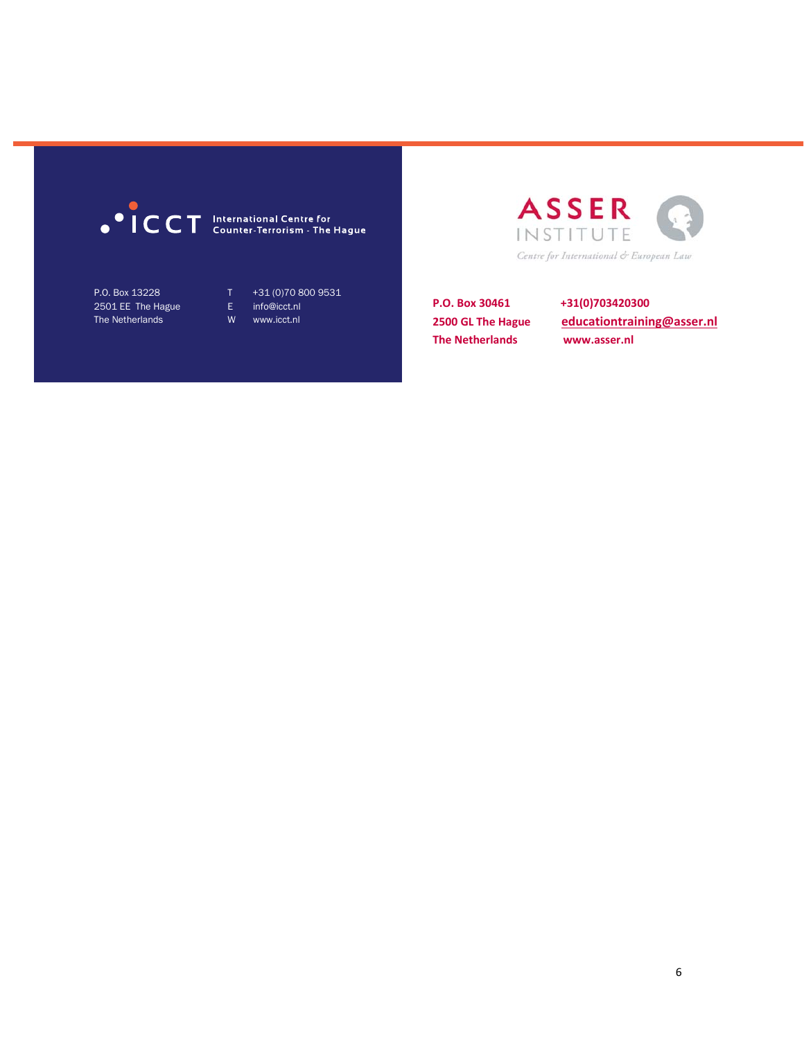ICCT International Centre for Counter-Terrorism - The Hague

P.O. Box 13228
2501 EE The Hague
The Netherlands

T +31 (0)70 800 9531
E info@icct.nl
W www.icct.nl

ASSER INSTITUTE
*Centre for International & European Law*

**P.O. Box 30461**
**2500 GL The Hague**
**The Netherlands**

**+31(0)703420300**
**educationtraining@asser.nl**
**www.asser.nl**